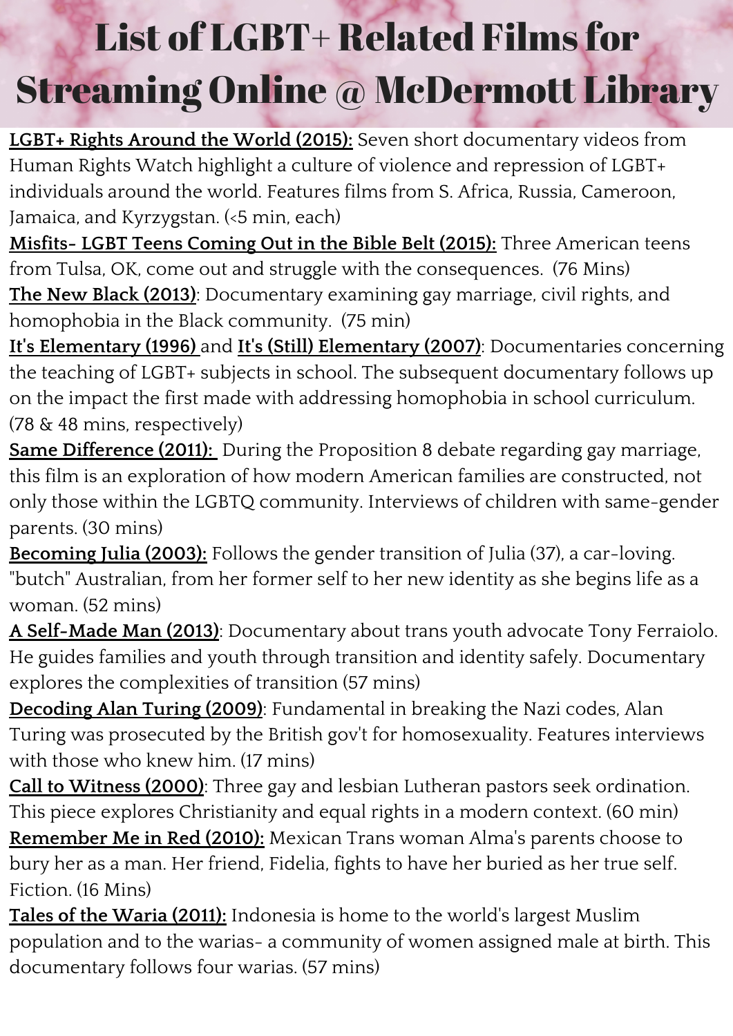# List of LGBT+ Related Films for Streaming Online @ McDermott Library

**LGBT+ Rights Around the World (2015):** Seven short documentary videos from Human Rights Watch highlight a culture of violence and repression of LGBT+ individuals around the world. Features films from S. Africa, Russia, Cameroon, Jamaica, and Kyrzygstan. (<5 min, each)

**Misfits- LGBT Teens Coming Out in the Bible Belt (2015):** Three American teens from Tulsa, OK, come out and struggle with the consequences. (76 Mins)

**The New Black (2013)**: Documentary examining gay marriage, civil rights, and homophobia in the Black community. (75 min)

**It's Elementary (1996)** and **It's (Still) Elementary (2007)**: Documentaries concerning the teaching of LGBT+ subjects in school. The subsequent documentary follows up on the impact the first made with addressing homophobia in school curriculum. (78 & 48 mins, respectively)

**Same Difference (2011):** During the Proposition 8 debate regarding gay marriage, this film is an exploration of how modern American families are constructed, not only those within the LGBTQ community. Interviews of children with same-gender parents. (30 mins)

**Becoming Julia (2003):** Follows the gender transition of Julia (37), a car-loving. "butch" Australian, from her former self to her new identity as she begins life as a woman. (52 mins)

**A Self-Made Man (2013)**: Documentary about trans youth advocate Tony Ferraiolo. He guides families and youth through transition and identity safely. Documentary explores the complexities of transition (57 mins)

**Decoding Alan Turing (2009)**: Fundamental in breaking the Nazi codes, Alan Turing was prosecuted by the British gov't for homosexuality. Features interviews with those who knew him. (17 mins)

**Call to Witness (2000)**: Three gay and lesbian Lutheran pastors seek ordination. This piece explores Christianity and equal rights in a modern context. (60 min)

**Remember Me in Red (2010):** Mexican Trans woman Alma's parents choose to bury her as a man. Her friend, Fidelia, fights to have her buried as her true self. Fiction. (16 Mins)

**Tales of the Waria (2011):** Indonesia is home to the world's largest Muslim population and to the warias- a community of women assigned male at birth. This documentary follows four warias. (57 mins)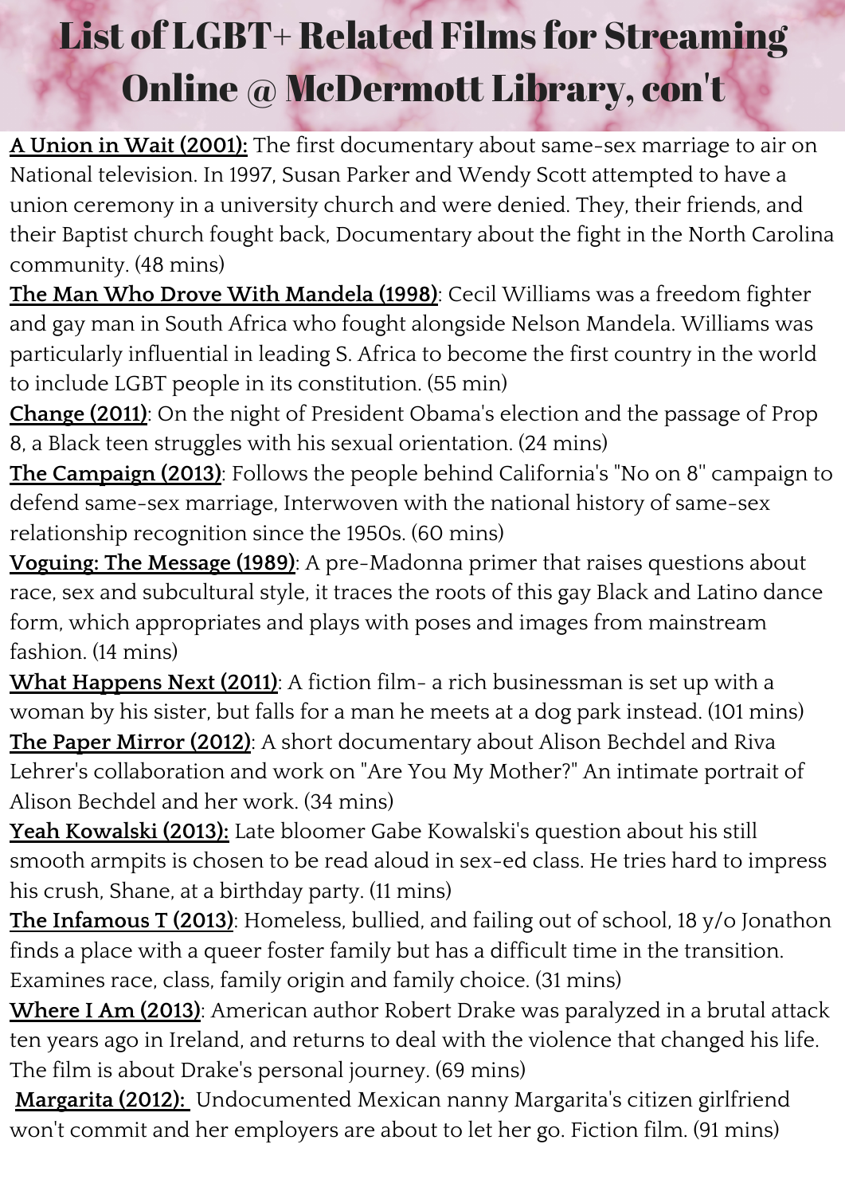# List of LGBT+ Related Films for Streaming Online @ McDermott Library, con't

**A Union in Wait (2001):** The first documentary about same-sex marriage to air on National television. In 1997, Susan Parker and Wendy Scott attempted to have a union ceremony in a university church and were denied. They, their friends, and their Baptist church fought back, Documentary about the fight in the North Carolina community. (48 mins)

**The Man Who Drove With Mandela (1998)**: Cecil Williams was a freedom fighter and gay man in South Africa who fought alongside Nelson Mandela. Williams was particularly influential in leading S. Africa to become the first country in the world to include LGBT people in its constitution. (55 min)

**Change (2011)**: On the night of President Obama's election and the passage of Prop 8, a Black teen struggles with his sexual orientation. (24 mins)

**The Campaign (2013)**: Follows the people behind California's "No on 8" campaign to defend same-sex marriage, Interwoven with the national history of same-sex relationship recognition since the 1950s. (60 mins)

**Voguing: The Message (1989)**: A pre-Madonna primer that raises questions about race, sex and subcultural style, it traces the roots of this gay Black and Latino dance form, which appropriates and plays with poses and images from mainstream fashion. (14 mins)

**What Happens Next (2011)**: A fiction film- a rich businessman is set up with a woman by his sister, but falls for a man he meets at a dog park instead. (101 mins)

**The Paper Mirror (2012)**: A short documentary about Alison Bechdel and Riva Lehrer's collaboration and work on "Are You My Mother?" An intimate portrait of Alison Bechdel and her work. (34 mins)

**Yeah Kowalski (2013):** Late bloomer Gabe Kowalski's question about his still smooth armpits is chosen to be read aloud in sex-ed class. He tries hard to impress his crush, Shane, at a birthday party. (11 mins)

**The Infamous T (2013)**: Homeless, bullied, and failing out of school, 18 y/o Jonathon finds a place with a queer foster family but has a difficult time in the transition. Examines race, class, family origin and family choice. (31 mins)

**Where I Am (2013)**: American author Robert Drake was paralyzed in a brutal attack ten years ago in Ireland, and returns to deal with the violence that changed his life. The film is about Drake's personal journey. (69 mins)

**Margarita (2012):** Undocumented Mexican nanny Margarita's citizen girlfriend won't commit and her employers are about to let her go. Fiction film. (91 mins)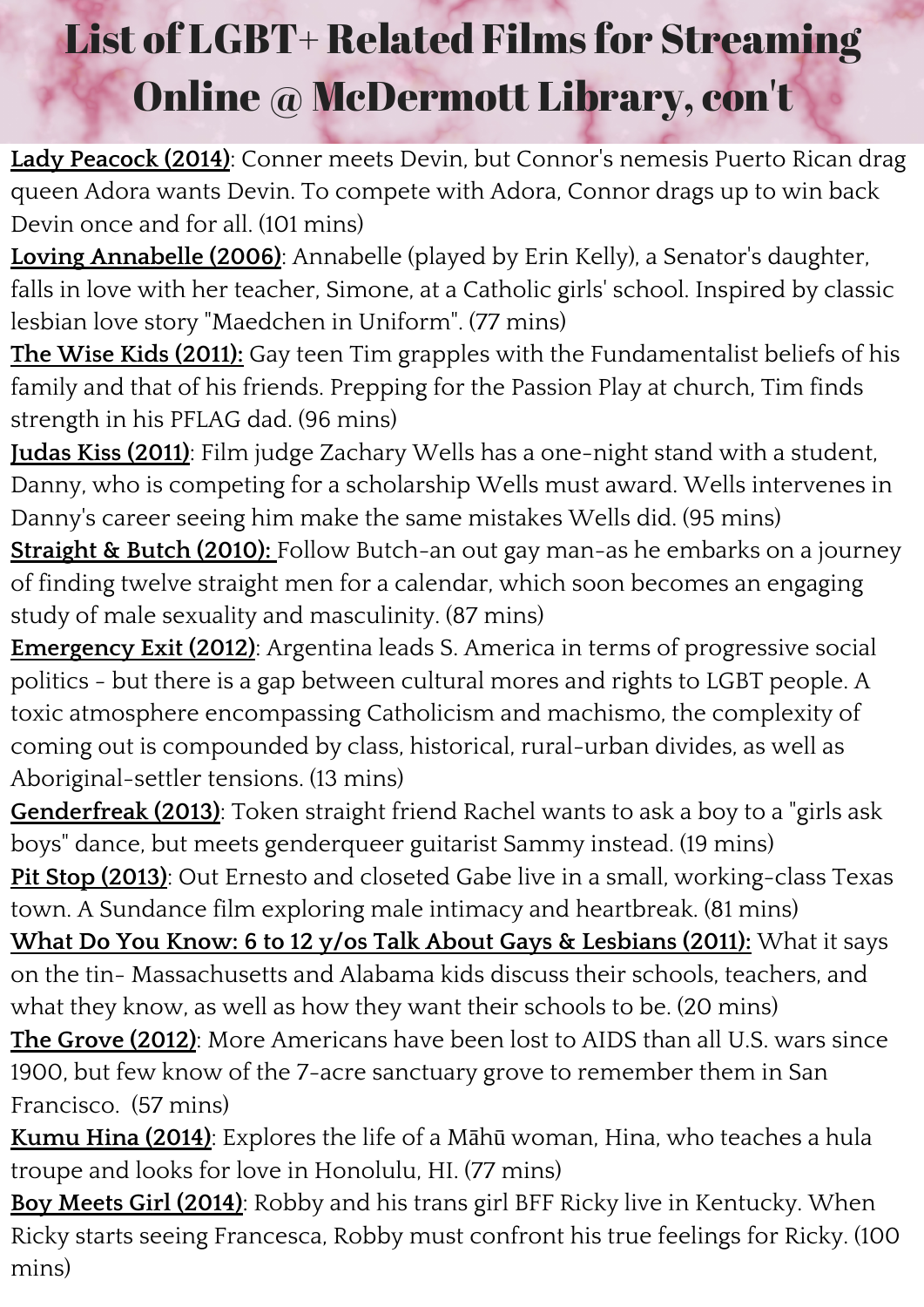# List of LGBT+ Related Films for Streaming Online @ McDermott Library, con't

**Lady Peacock (2014)**: Conner meets Devin, but Connor's nemesis Puerto Rican drag queen Adora wants Devin. To compete with Adora, Connor drags up to win back Devin once and for all. (101 mins)

**Loving Annabelle (2006)**: Annabelle (played by Erin Kelly), a Senator's daughter, falls in love with her teacher, Simone, at a Catholic girls' school. Inspired by classic lesbian love story "Maedchen in Uniform". (77 mins)

**The Wise Kids (2011):** Gay teen Tim grapples with the Fundamentalist beliefs of his family and that of his friends. Prepping for the Passion Play at church, Tim finds strength in his PFLAG dad. (96 mins)

**Judas Kiss (2011)**: Film judge Zachary Wells has a one-night stand with a student, Danny, who is competing for a scholarship Wells must award. Wells intervenes in Danny's career seeing him make the same mistakes Wells did. (95 mins)

**Straight & Butch (2010):** Follow Butch-an out gay man-as he embarks on a journey of finding twelve straight men for a calendar, which soon becomes an engaging study of male sexuality and masculinity. (87 mins)

**Emergency Exit (2012)**: Argentina leads S. America in terms of progressive social politics - but there is a gap between cultural mores and rights to LGBT people. A toxic atmosphere encompassing Catholicism and machismo, the complexity of coming out is compounded by class, historical, rural-urban divides, as well as Aboriginal-settler tensions. (13 mins)

**Genderfreak (2013)**: Token straight friend Rachel wants to ask a boy to a "girls ask boys" dance, but meets genderqueer guitarist Sammy instead. (19 mins)

**Pit Stop (2013)**: Out Ernesto and closeted Gabe live in a small, working-class Texas town. A Sundance film exploring male intimacy and heartbreak. (81 mins)

**What Do You Know: 6 to 12 y/os Talk About Gays & Lesbians (2011):** What it says on the tin- Massachusetts and Alabama kids discuss their schools, teachers, and what they know, as well as how they want their schools to be. (20 mins)

**The Grove (2012)**: More Americans have been lost to AIDS than all U.S. wars since 1900, but few know of the 7-acre sanctuary grove to remember them in San Francisco. (57 mins)

**Kumu Hina (2014)**: Explores the life of a Māhū woman, Hina, who teaches a hula troupe and looks for love in Honolulu, HI. (77 mins)

**Boy Meets Girl (2014)**: Robby and his trans girl BFF Ricky live in Kentucky. When Ricky starts seeing Francesca, Robby must confront his true feelings for Ricky. (100 mins)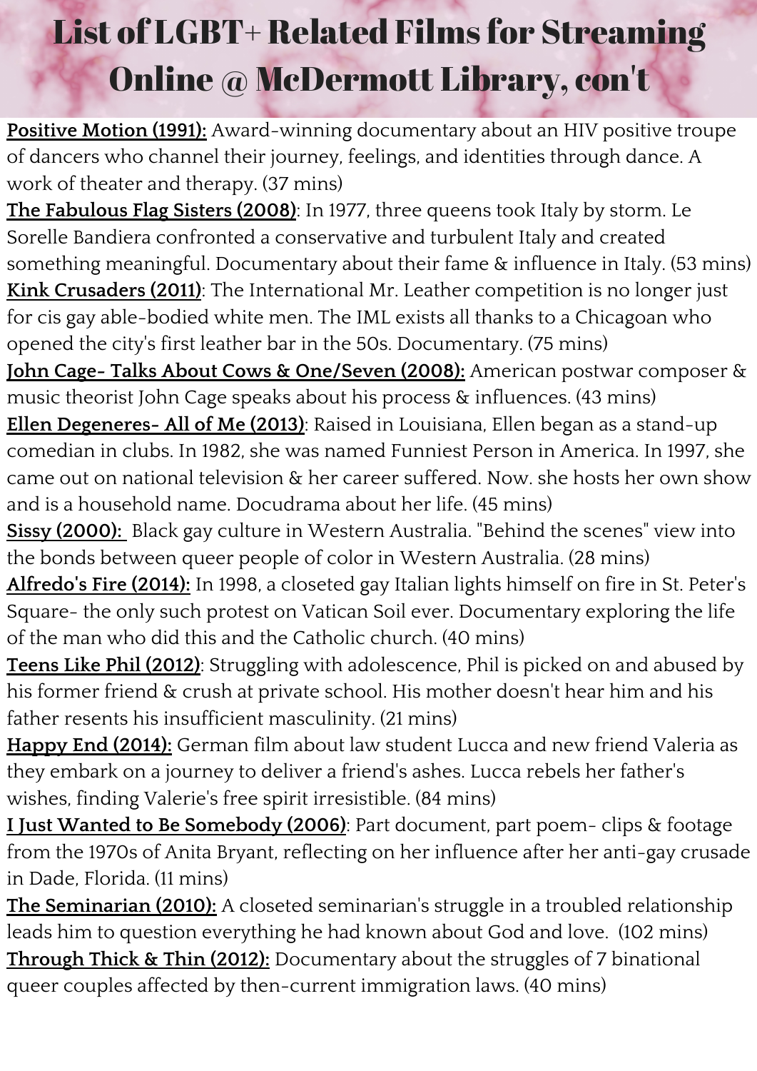# List of LGBT+ Related Films for Streaming Online @ McDermott Library, con't

**Positive Motion (1991):** Award-winning documentary about an HIV positive troupe of dancers who channel their journey, feelings, and identities through dance. A work of theater and therapy. (37 mins)

**The Fabulous Flag Sisters (2008)**: In 1977, three queens took Italy by storm. Le Sorelle Bandiera confronted a conservative and turbulent Italy and created something meaningful. Documentary about their fame & influence in Italy. (53 mins)

**Kink Crusaders (2011)**: The International Mr. Leather competition is no longer just for cis gay able-bodied white men. The IML exists all thanks to a Chicagoan who opened the city's first leather bar in the 50s. Documentary. (75 mins)

**John Cage- Talks About Cows & One/Seven (2008):** American postwar composer & music theorist John Cage speaks about his process & influences. (43 mins)

**Ellen Degeneres- All of Me (2013)**: Raised in Louisiana, Ellen began as a stand-up comedian in clubs. In 1982, she was named Funniest Person in America. In 1997, she came out on national television & her career suffered. Now. she hosts her own show and is a household name. Docudrama about her life. (45 mins)

**Sissy (2000):** Black gay culture in Western Australia. "Behind the scenes" view into the bonds between queer people of color in Western Australia. (28 mins)

**Alfredo's Fire (2014):** In 1998, a closeted gay Italian lights himself on fire in St. Peter's Square- the only such protest on Vatican Soil ever. Documentary exploring the life of the man who did this and the Catholic church. (40 mins)

**Teens Like Phil (2012)**: Struggling with adolescence, Phil is picked on and abused by his former friend & crush at private school. His mother doesn't hear him and his father resents his insufficient masculinity. (21 mins)

**Happy End (2014):** German film about law student Lucca and new friend Valeria as they embark on a journey to deliver a friend's ashes. Lucca rebels her father's wishes, finding Valerie's free spirit irresistible. (84 mins)

**I Just Wanted to Be Somebody (2006)**: Part document, part poem- clips & footage from the 1970s of Anita Bryant, reflecting on her influence after her anti-gay crusade in Dade, Florida. (11 mins)

**The Seminarian (2010):** A closeted seminarian's struggle in a troubled relationship leads him to question everything he had known about God and love. (102 mins)

**Through Thick & Thin (2012):** Documentary about the struggles of 7 binational queer couples affected by then-current immigration laws. (40 mins)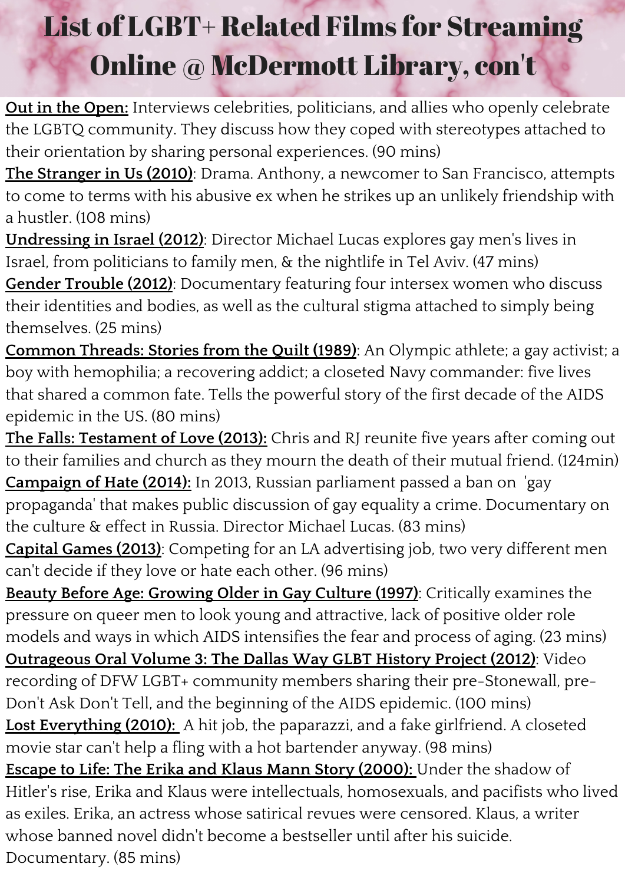# List of LGBT+ Related Films for Streaming Online @ McDermott Library, con't

**Out in the Open:** Interviews celebrities, politicians, and allies who openly celebrate the LGBTQ community. They discuss how they coped with stereotypes attached to their orientation by sharing personal experiences. (90 mins)

**The Stranger in Us (2010)**: Drama. Anthony, a newcomer to San Francisco, attempts to come to terms with his abusive ex when he strikes up an unlikely friendship with a hustler. (108 mins)

**Undressing in Israel (2012)**: Director Michael Lucas explores gay men's lives in Israel, from politicians to family men, & the nightlife in Tel Aviv. (47 mins)

**Gender Trouble (2012)**: Documentary featuring four intersex women who discuss their identities and bodies, as well as the cultural stigma attached to simply being themselves. (25 mins)

**Common Threads: Stories from the Quilt (1989)**: An Olympic athlete; a gay activist; a boy with hemophilia; a recovering addict; a closeted Navy commander: five lives that shared a common fate. Tells the powerful story of the first decade of the AIDS epidemic in the US. (80 mins)

**The Falls: Testament of Love (2013):** Chris and RJ reunite five years after coming out to their families and church as they mourn the death of their mutual friend. (124min)

**Campaign of Hate (2014):** In 2013, Russian parliament passed a ban on 'gay propaganda' that makes public discussion of gay equality a crime. Documentary on the culture & effect in Russia. Director Michael Lucas. (83 mins)

**Capital Games (2013)**: Competing for an LA advertising job, two very different men can't decide if they love or hate each other. (96 mins)

**Beauty Before Age: Growing Older in Gay Culture (1997)**: Critically examines the pressure on queer men to look young and attractive, lack of positive older role models and ways in which AIDS intensifies the fear and process of aging. (23 mins)

**Outrageous Oral Volume 3: The Dallas Way GLBT History Project (2012)**: Video recording of DFW LGBT+ community members sharing their pre-Stonewall, pre-Don't Ask Don't Tell, and the beginning of the AIDS epidemic. (100 mins)

**Lost Everything (2010):** A hit job, the paparazzi, and a fake girlfriend. A closeted movie star can't help a fling with a hot bartender anyway. (98 mins)

**Escape to Life: The Erika and Klaus Mann Story (2000):** Under the shadow of Hitler's rise, Erika and Klaus were intellectuals, homosexuals, and pacifists who lived as exiles. Erika, an actress whose satirical revues were censored. Klaus, a writer whose banned novel didn't become a bestseller until after his suicide. Documentary. (85 mins)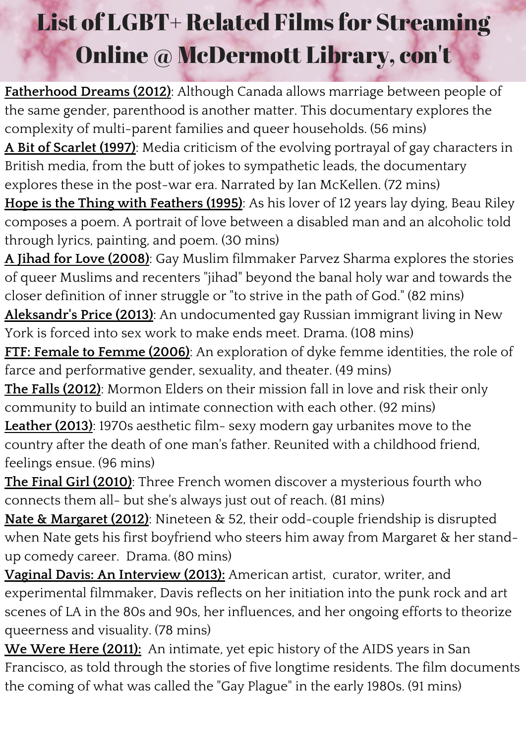# List of LGBT+ Related Films for Streaming Online @ McDermott Library, con't

**Fatherhood Dreams (2012)**: Although Canada allows marriage between people of the same gender, parenthood is another matter. This documentary explores the complexity of multi-parent families and queer households. (56 mins)

**A Bit of Scarlet (1997)**: Media criticism of the evolving portrayal of gay characters in British media, from the butt of jokes to sympathetic leads, the documentary explores these in the post-war era. Narrated by Ian McKellen. (72 mins)

**Hope is the Thing with Feathers (1995)**: As his lover of 12 years lay dying, Beau Riley composes a poem. A portrait of love between a disabled man and an alcoholic told through lyrics, painting, and poem. (30 mins)

**A Jihad for Love (2008)**: Gay Muslim filmmaker Parvez Sharma explores the stories of queer Muslims and recenters "jihad" beyond the banal holy war and towards the closer definition of inner struggle or "to strive in the path of God." (82 mins)

**Aleksandr's Price (2013)**: An undocumented gay Russian immigrant living in New York is forced into sex work to make ends meet. Drama. (108 mins)

**FTF: Female to Femme (2006)**: An exploration of dyke femme identities, the role of farce and performative gender, sexuality, and theater. (49 mins)

**The Falls (2012)**: Mormon Elders on their mission fall in love and risk their only community to build an intimate connection with each other. (92 mins)

**Leather (2013)**: 1970s aesthetic film- sexy modern gay urbanites move to the country after the death of one man's father. Reunited with a childhood friend, feelings ensue. (96 mins)

**The Final Girl (2010)**: Three French women discover a mysterious fourth who connects them all- but she's always just out of reach. (81 mins)

**Nate & Margaret (2012)**: Nineteen & 52, their odd-couple friendship is disrupted when Nate gets his first boyfriend who steers him away from Margaret & her stand-up comedy career. Drama. (80 mins)

**Vaginal Davis: An Interview (2013):** American artist, curator, writer, and experimental filmmaker, Davis reflects on her initiation into the punk rock and art scenes of LA in the 80s and 90s, her influences, and her ongoing efforts to theorize queerness and visuality. (78 mins)

**We Were Here (2011):** An intimate, yet epic history of the AIDS years in San Francisco, as told through the stories of five longtime residents. The film documents the coming of what was called the "Gay Plague" in the early 1980s. (91 mins)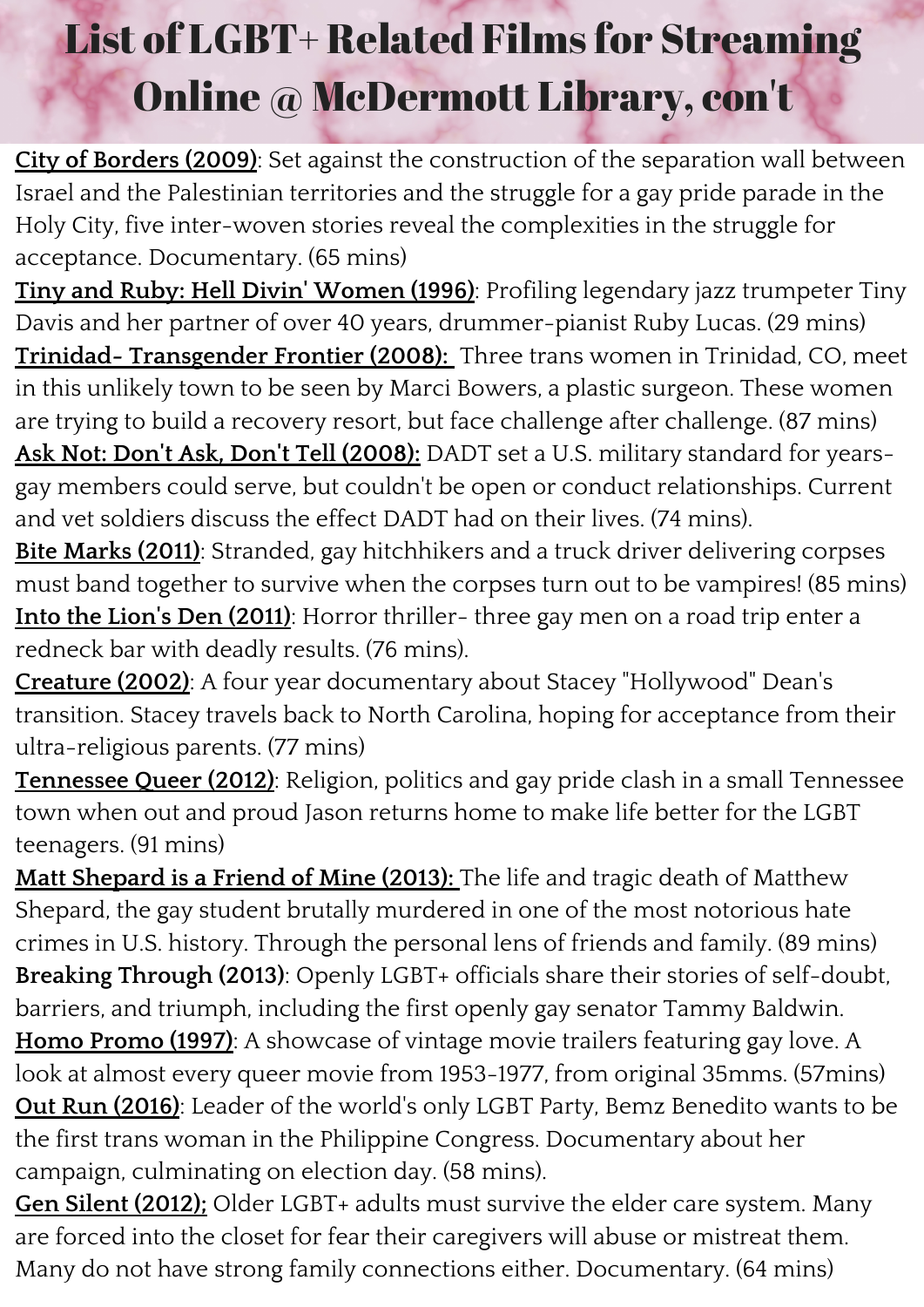# List of LGBT+ Related Films for Streaming Online @ McDermott Library, con't

**City of Borders (2009)**: Set against the construction of the separation wall between Israel and the Palestinian territories and the struggle for a gay pride parade in the Holy City, five inter-woven stories reveal the complexities in the struggle for acceptance. Documentary. (65 mins)

**Tiny and Ruby: Hell Divin' Women (1996)**: Profiling legendary jazz trumpeter Tiny Davis and her partner of over 40 years, drummer-pianist Ruby Lucas. (29 mins)

**Trinidad- Transgender Frontier (2008):** Three trans women in Trinidad, CO, meet in this unlikely town to be seen by Marci Bowers, a plastic surgeon. These women are trying to build a recovery resort, but face challenge after challenge. (87 mins)

**Ask Not: Don't Ask, Don't Tell (2008):** DADT set a U.S. military standard for years- gay members could serve, but couldn't be open or conduct relationships. Current and vet soldiers discuss the effect DADT had on their lives. (74 mins).

**Bite Marks (2011)**: Stranded, gay hitchhikers and a truck driver delivering corpses must band together to survive when the corpses turn out to be vampires! (85 mins)

**Into the Lion's Den (2011)**: Horror thriller- three gay men on a road trip enter a redneck bar with deadly results. (76 mins).

**Creature (2002)**: A four year documentary about Stacey "Hollywood" Dean's transition. Stacey travels back to North Carolina, hoping for acceptance from their ultra-religious parents. (77 mins)

**Tennessee Queer (2012)**: Religion, politics and gay pride clash in a small Tennessee town when out and proud Jason returns home to make life better for the LGBT teenagers. (91 mins)

**Matt Shepard is a Friend of Mine (2013):** The life and tragic death of Matthew Shepard, the gay student brutally murdered in one of the most notorious hate crimes in U.S. history. Through the personal lens of friends and family. (89 mins)

**Breaking Through (2013)**: Openly LGBT+ officials share their stories of self-doubt, barriers, and triumph, including the first openly gay senator Tammy Baldwin.

**Homo Promo (1997)**: A showcase of vintage movie trailers featuring gay love. A look at almost every queer movie from 1953-1977, from original 35mms. (57mins)

**Out Run (2016)**: Leader of the world's only LGBT Party, Bemz Benedito wants to be the first trans woman in the Philippine Congress. Documentary about her campaign, culminating on election day. (58 mins).

**Gen Silent (2012);** Older LGBT+ adults must survive the elder care system. Many are forced into the closet for fear their caregivers will abuse or mistreat them. Many do not have strong family connections either. Documentary. (64 mins)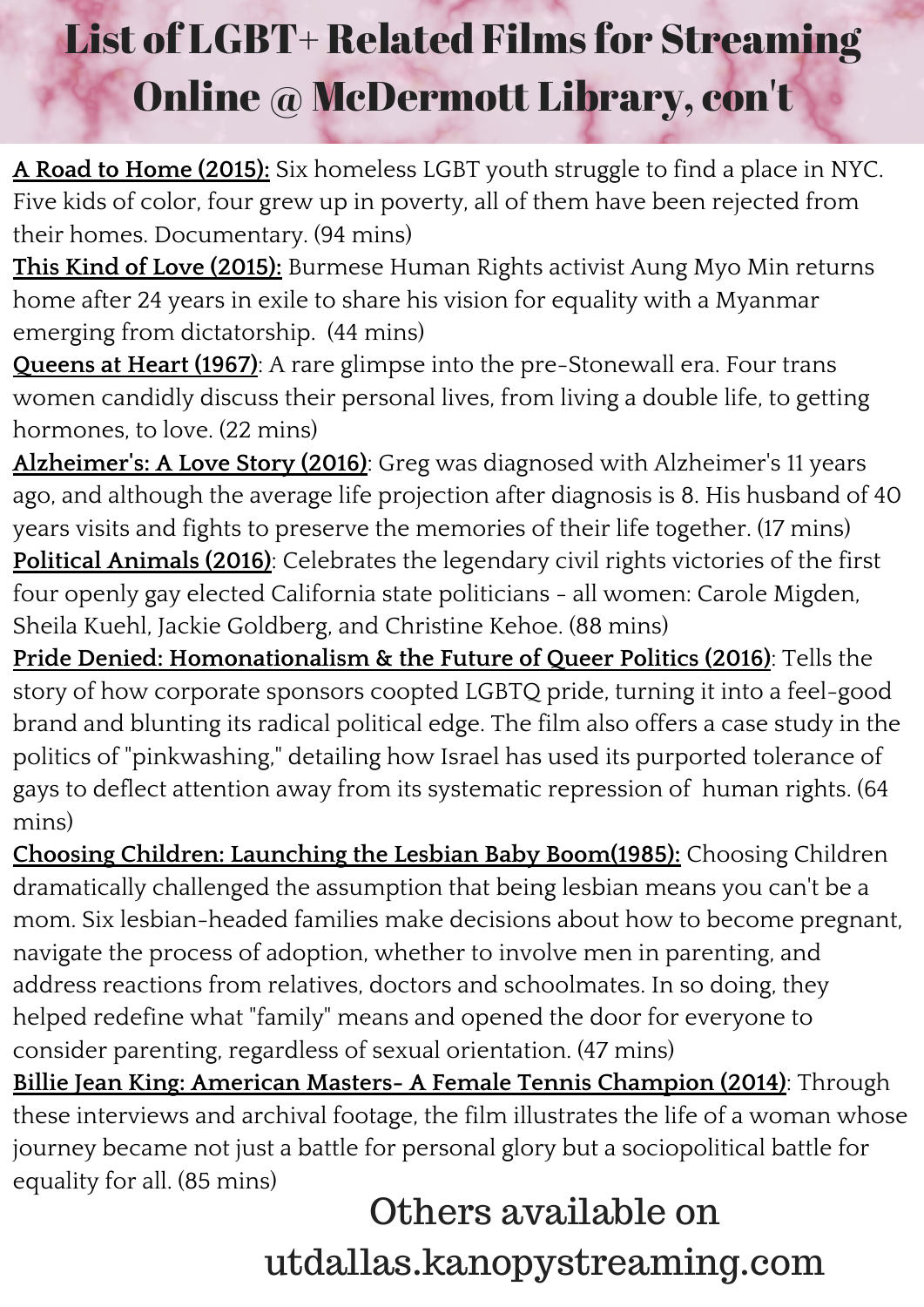# List of LGBT+ Related Films for Streaming Online @ McDermott Library, con't

**A Road to Home (2015):** Six homeless LGBT youth struggle to find a place in NYC. Five kids of color, four grew up in poverty, all of them have been rejected from their homes. Documentary. (94 mins)

**This Kind of Love (2015):** Burmese Human Rights activist Aung Myo Min returns home after 24 years in exile to share his vision for equality with a Myanmar emerging from dictatorship. (44 mins)

**Queens at Heart (1967)**: A rare glimpse into the pre-Stonewall era. Four trans women candidly discuss their personal lives, from living a double life, to getting hormones, to love. (22 mins)

**Alzheimer's: A Love Story (2016)**: Greg was diagnosed with Alzheimer's 11 years ago, and although the average life projection after diagnosis is 8. His husband of 40 years visits and fights to preserve the memories of their life together. (17 mins)

**Political Animals (2016)**: Celebrates the legendary civil rights victories of the first four openly gay elected California state politicians - all women: Carole Migden, Sheila Kuehl, Jackie Goldberg, and Christine Kehoe. (88 mins)

**Pride Denied: Homonationalism & the Future of Queer Politics (2016)**: Tells the story of how corporate sponsors coopted LGBTQ pride, turning it into a feel-good brand and blunting its radical political edge. The film also offers a case study in the politics of "pinkwashing," detailing how Israel has used its purported tolerance of gays to deflect attention away from its systematic repression of human rights. (64 mins)

**Choosing Children: Launching the Lesbian Baby Boom(1985):** Choosing Children dramatically challenged the assumption that being lesbian means you can't be a mom. Six lesbian-headed families make decisions about how to become pregnant, navigate the process of adoption, whether to involve men in parenting, and address reactions from relatives, doctors and schoolmates. In so doing, they helped redefine what "family" means and opened the door for everyone to consider parenting, regardless of sexual orientation. (47 mins)

**Billie Jean King: American Masters- A Female Tennis Champion (2014)**: Through these interviews and archival footage, the film illustrates the life of a woman whose journey became not just a battle for personal glory but a sociopolitical battle for equality for all. (85 mins)

Others available on utdallas.kanopystreaming.com